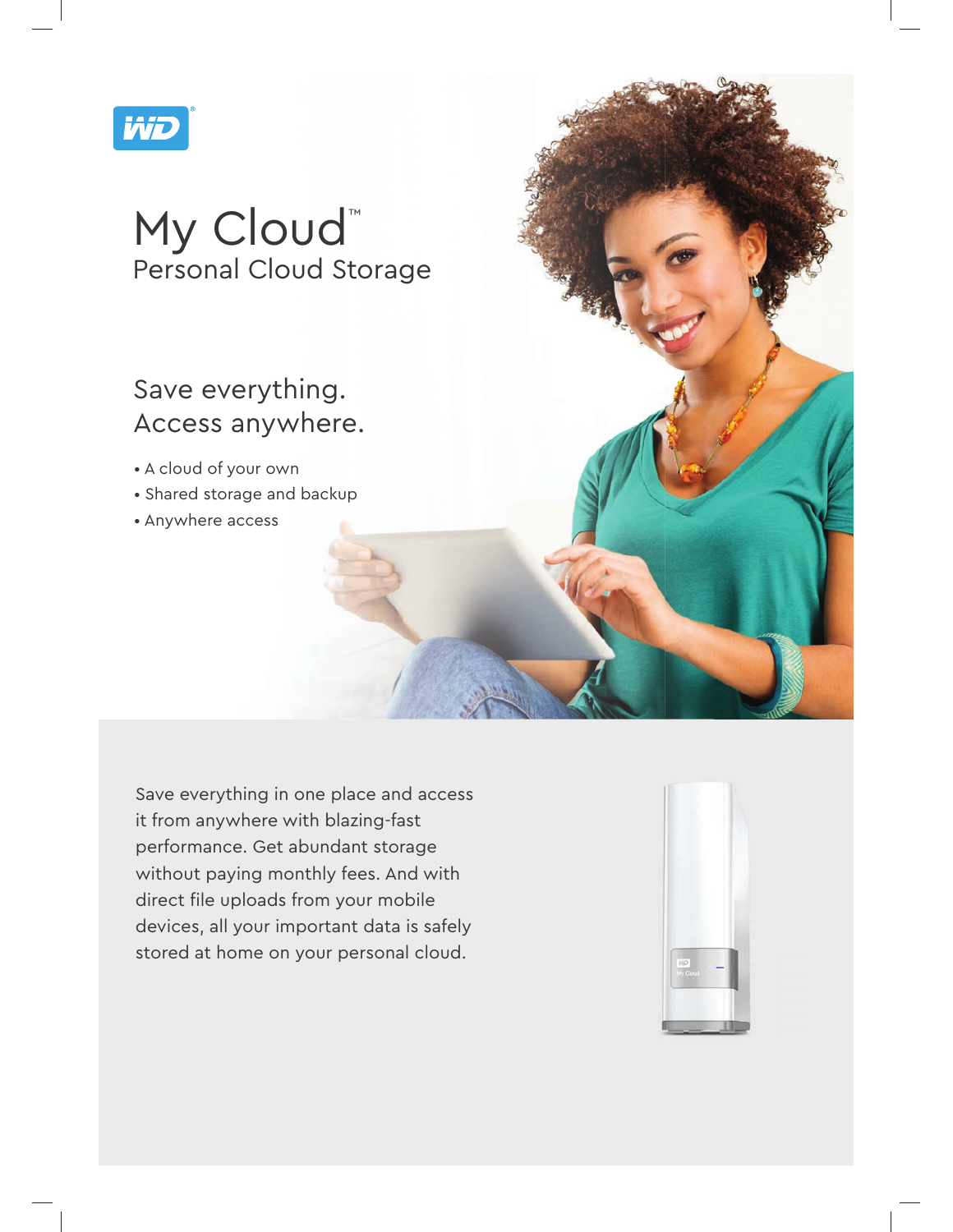# My Cloud™

## Personal Cloud Storage

### Save everything.
### Access anywhere.

- A cloud of your own
- Shared storage and backup
- Anywhere access

Save everything in one place and access it from anywhere with blazing-fast performance. Get abundant storage without paying monthly fees. And with direct file uploads from your mobile devices, all your important data is safely stored at home on your personal cloud.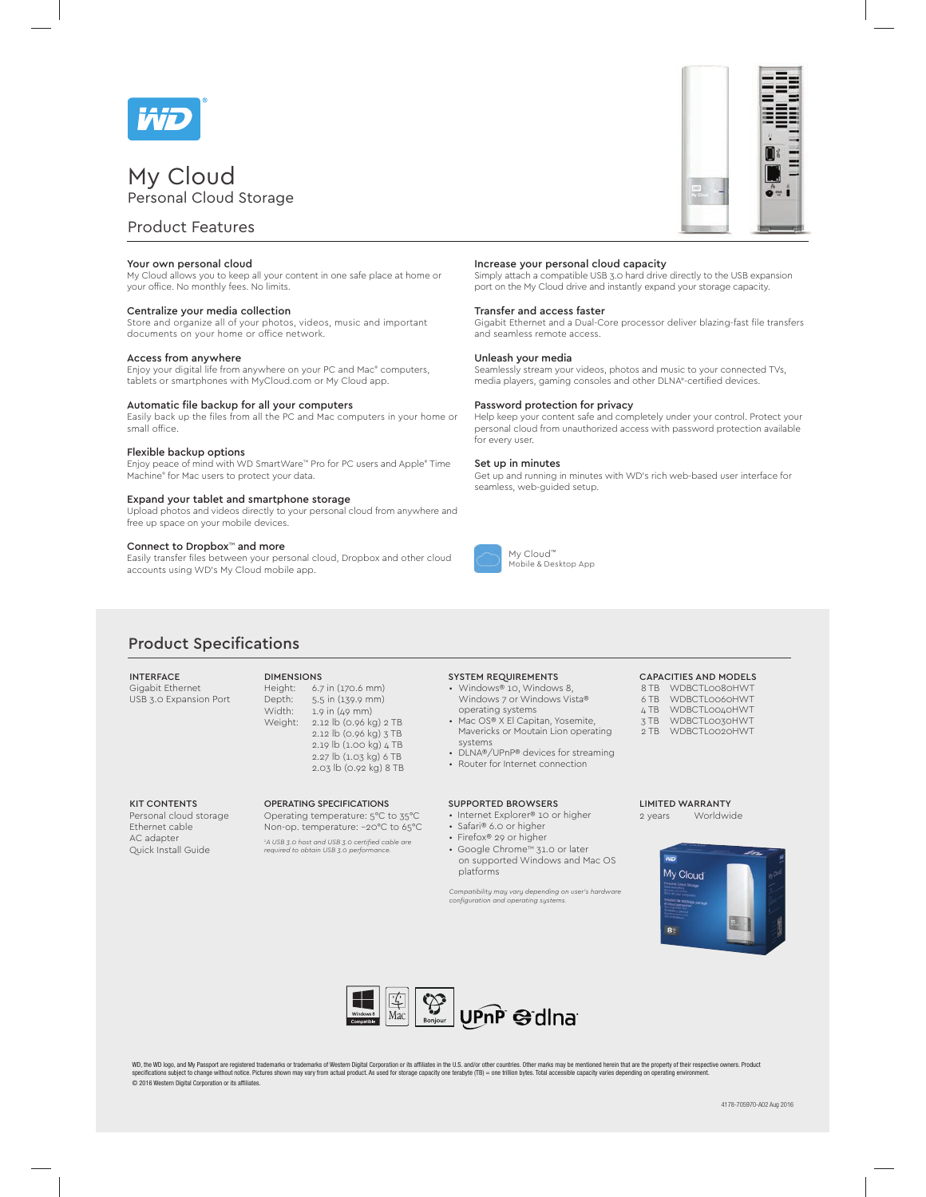# My Cloud

Personal Cloud Storage

## Product Features

### Your own personal cloud
My Cloud allows you to keep all your content in one safe place at home or your office. No monthly fees. No limits.

### Centralize your media collection
Store and organize all of your photos, videos, music and important documents on your home or office network.

### Access from anywhere
Enjoy your digital life from anywhere on your PC and Mac® computers, tablets or smartphones with MyCloud.com or My Cloud app.

### Automatic file backup for all your computers
Easily back up the files from all the PC and Mac computers in your home or small office.

### Flexible backup options
Enjoy peace of mind with WD SmartWare™ Pro for PC users and Apple® Time Machine® for Mac users to protect your data.

### Expand your tablet and smartphone storage
Upload photos and videos directly to your personal cloud from anywhere and free up space on your mobile devices.

### Connect to Dropbox™ and more
Easily transfer files between your personal cloud, Dropbox and other cloud accounts using WD's My Cloud mobile app.

### Increase your personal cloud capacity
Simply attach a compatible USB 3.0 hard drive directly to the USB expansion port on the My Cloud drive and instantly expand your storage capacity.

### Transfer and access faster
Gigabit Ethernet and a Dual-Core processor deliver blazing-fast file transfers and seamless remote access.

### Unleash your media
Seamlessly stream your videos, photos and music to your connected TVs, media players, gaming consoles and other DLNA®-certified devices.

### Password protection for privacy
Help keep your content safe and completely under your control. Protect your personal cloud from unauthorized access with password protection available for every user.

### Set up in minutes
Get up and running in minutes with WD's rich web-based user interface for seamless, web-guided setup.

My Cloud™
Mobile & Desktop App

## Product Specifications

**INTERFACE**
Gigabit Ethernet
USB 3.0 Expansion Port

**DIMENSIONS**

| | |
|---|---|
| Height: | 6.7 in (170.6 mm) |
| Depth: | 5.5 in (139.9 mm) |
| Width: | 1.9 in (49 mm) |
| Weight: | 2.12 lb (0.96 kg) 2 TB |
| | 2.12 lb (0.96 kg) 3 TB |
| | 2.19 lb (1.00 kg) 4 TB |
| | 2.27 lb (1.03 kg) 6 TB |
| | 2.03 lb (0.92 kg) 8 TB |

**SYSTEM REQUIREMENTS**
- Windows® 10, Windows 8, Windows 7 or Windows Vista® operating systems
- Mac OS® X El Capitan, Yosemite, Mavericks or Moutain Lion operating systems
- DLNA®/UPnP® devices for streaming
- Router for Internet connection

**CAPACITIES AND MODELS**

| | |
|---|---|
| 8 TB | WDBCTL0080HWT |
| 6 TB | WDBCTL0060HWT |
| 4 TB | WDBCTL0040HWT |
| 3 TB | WDBCTL0030HWT |
| 2 TB | WDBCTL0020HWT |

**KIT CONTENTS**
Personal cloud storage
Ethernet cable
AC adapter
Quick Install Guide

**OPERATING SPECIFICATIONS**
Operating temperature: 5°C to 35°C
Non-op. temperature: –20°C to 65°C

*[1]A USB 3.0 host and USB 3.0 certified cable are required to obtain USB 3.0 performance.*

**SUPPORTED BROWSERS**
- Internet Explorer® 10 or higher
- Safari® 6.0 or higher
- Firefox® 29 or higher
- Google Chrome™ 31.0 or later on supported Windows and Mac OS platforms

*Compatibility may vary depending on user's hardware configuration and operating systems.*

**LIMITED WARRANTY**
2 years Worldwide

WD, the WD logo, and My Passport are registered trademarks or trademarks of Western Digital Corporation or its affiliates in the U.S. and/or other countries. Other marks may be mentioned herein that are the property of their respective owners. Product specifications subject to change without notice. Pictures shown may vary from actual product. As used for storage capacity one terabyte (TB) = one trillion bytes. Total accessible capacity varies depending on operating environment.
© 2016 Western Digital Corporation or its affiliates.

4178-705970-A02 Aug 2016